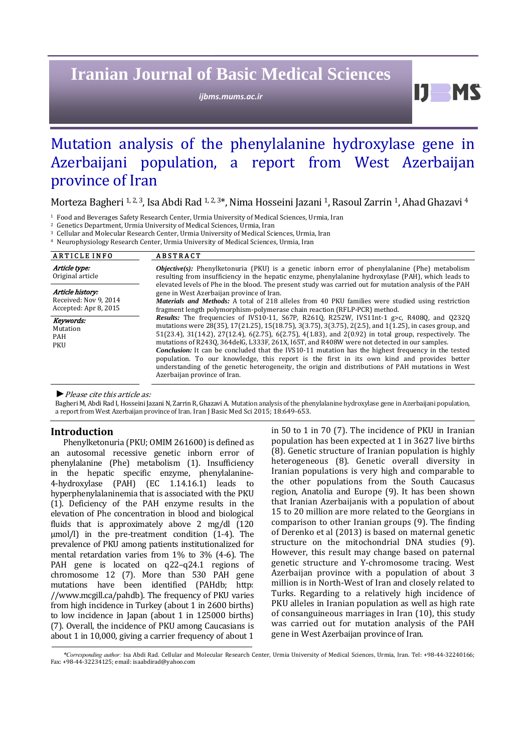# Mutation analysis of the phenylalanine hydroxylase gene in Azerbaijani population, a report from West Azerbaijan province of Iran

Morteza Bagheri [1, 2, 3], Isa Abdi Rad [1, 2, 3]*, Nima Hosseini Jazani [1], Rasoul Zarrin [1], Ahad Ghazavi [4]

[1] Food and Beverages Safety Research Center, Urmia University of Medical Sciences, Urmia, Iran
[2] Genetics Department, Urmia University of Medical Sciences, Urmia, Iran
[3] Cellular and Molecular Research Center, Urmia University of Medical Sciences, Urmia, Iran
[4] Neurophysiology Research Center, Urmia University of Medical Sciences, Urmia, Iran

**ARTICLE INFO**

*Article type:*
Original article

*Article history:*
Received: Nov 9, 2014
Accepted: Apr 8, 2015

*Keywords:*
Mutation
PAH
PKU

**ABSTRACT**

***Objective(s):*** Phenylketonuria (PKU) is a genetic inborn error of phenylalanine (Phe) metabolism resulting from insufficiency in the hepatic enzyme, phenylalanine hydroxylase (PAH), which leads to elevated levels of Phe in the blood. The present study was carried out for mutation analysis of the PAH gene in West Azerbaijan province of Iran.

***Materials and Methods:*** A total of 218 alleles from 40 PKU families were studied using restriction fragment length polymorphism-polymerase chain reaction (RFLP-PCR) method.

***Results:*** The frequencies of IVS10-11, S67P, R261Q, R252W, IVS11nt-1 g>c, R408Q, and Q232Q mutations were 28(35), 17(21.25), 15(18.75), 3(3.75), 3(3.75), 2(2.5), and 1(1.25), in cases group, and 51(23.4), 31(14.2), 27(12.4), 6(2.75), 6(2.75), 4(1.83), and 2(0.92) in total group, respectively. The mutations of R243Q, 364delG, L333F, 261X, I65T, and R408W were not detected in our samples.

***Conclusion:*** It can be concluded that the IVS10-11 mutation has the highest frequency in the tested population. To our knowledge, this report is the first in its own kind and provides better understanding of the genetic heterogeneity, the origin and distributions of PAH mutations in West Azerbaijan province of Iran.

► *Please cite this article as:*

Bagheri M, Abdi Rad I, Hosseini Jazani N, Zarrin R, Ghazavi A. Mutation analysis of the phenylalanine hydroxylase gene in Azerbaijani population, a report from West Azerbaijan province of Iran. Iran J Basic Med Sci 2015; 18:649-653.

## Introduction

Phenylketonuria (PKU; OMIM 261600) is defined as an autosomal recessive genetic inborn error of phenylalanine (Phe) metabolism (1). Insufficiency in the hepatic specific enzyme, phenylalanine-4-hydroxylase (PAH) (EC 1.14.16.1) leads to hyperphenylalaninemia that is associated with the PKU (1). Deficiency of the PAH enzyme results in the elevation of Phe concentration in blood and biological fluids that is approximately above 2 mg/dl (120 μmol/l) in the pre-treatment condition (1-4). The prevalence of PKU among patients institutionalized for mental retardation varies from 1% to 3% (4-6). The PAH gene is located on q22–q24.1 regions of chromosome 12 (7). More than 530 PAH gene mutations have been identified (PAHdb; http://www.mcgill.ca/pahdb). The frequency of PKU varies from high incidence in Turkey (about 1 in 2600 births) to low incidence in Japan (about 1 in 125000 births) (7). Overall, the incidence of PKU among Caucasians is about 1 in 10,000, giving a carrier frequency of about 1 in 50 to 1 in 70 (7). The incidence of PKU in Iranian population has been expected at 1 in 3627 live births (8). Genetic structure of Iranian population is highly heterogeneous (8). Genetic overall diversity in Iranian populations is very high and comparable to the other populations from the South Caucasus region, Anatolia and Europe (9). It has been shown that Iranian Azerbaijanis with a population of about 15 to 20 million are more related to the Georgians in comparison to other Iranian groups (9). The finding of Derenko et al (2013) is based on maternal genetic structure on the mitochondrial DNA studies (9). However, this result may change based on paternal genetic structure and Y-chromosome tracing. West Azerbaijan province with a population of about 3 million is in North-West of Iran and closely related to Turks. Regarding to a relatively high incidence of PKU alleles in Iranian population as well as high rate of consanguineous marriages in Iran (10), this study was carried out for mutation analysis of the PAH gene in West Azerbaijan province of Iran.

*\*Corresponding author:* Isa Abdi Rad. Cellular and Molecular Research Center, Urmia University of Medical Sciences, Urmia, Iran. Tel: +98-44-32240166; Fax: +98-44-32234125; email: isaabdirad@yahoo.com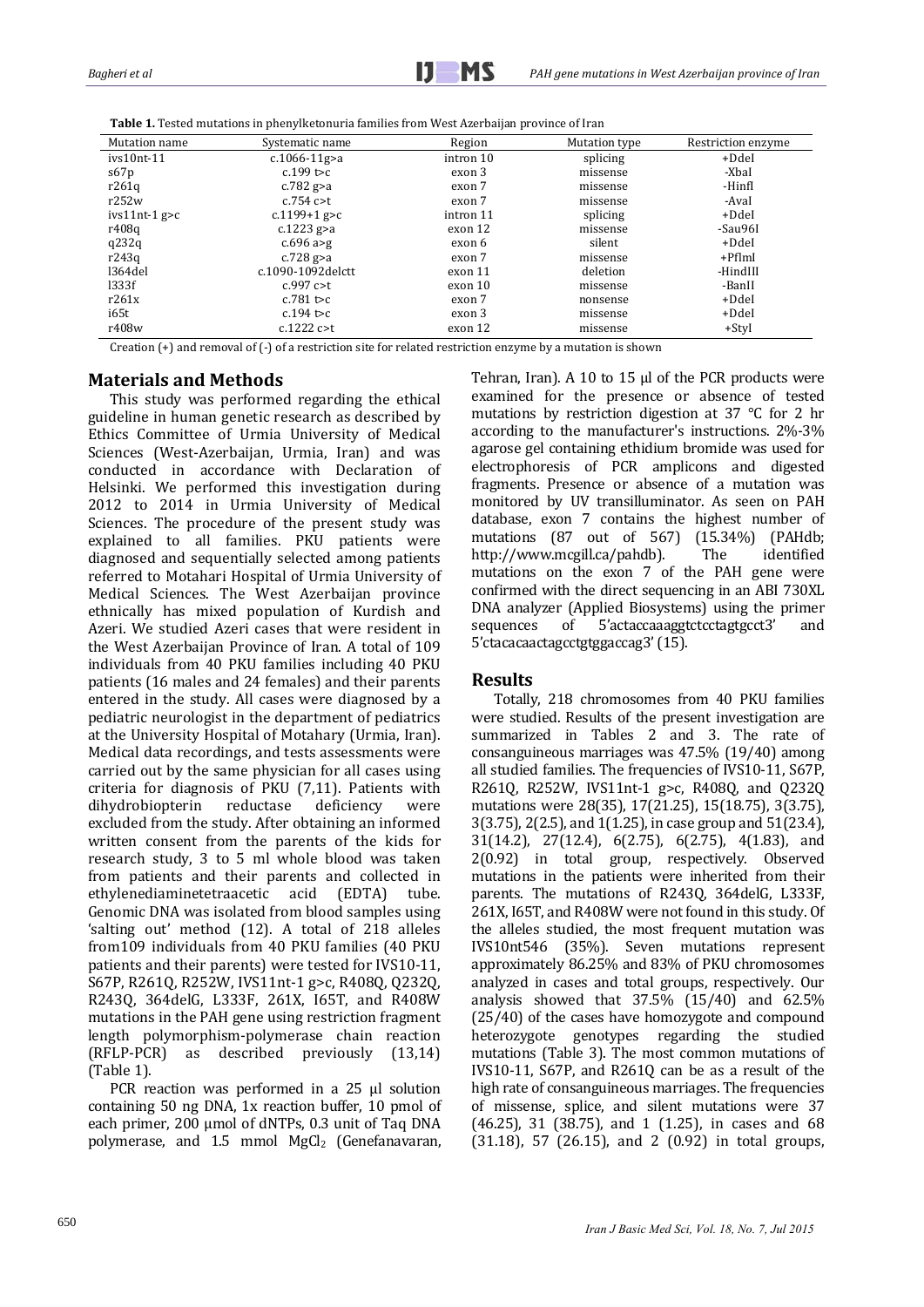**Table 1.** Tested mutations in phenylketonuria families from West Azerbaijan province of Iran

| Mutation name | Systematic name | Region | Mutation type | Restriction enzyme |
|---|---|---|---|---|
| ivs10nt-11 | c.1066-11g>a | intron 10 | splicing | +DdeI |
| s67p | c.199 t>c | exon 3 | missense | -XbaI |
| r261q | c.782 g>a | exon 7 | missense | -HinfI |
| r252w | c.754 c>t | exon 7 | missense | -AvaI |
| ivs11nt-1 g>c | c.1199+1 g>c | intron 11 | splicing | +DdeI |
| r408q | c.1223 g>a | exon 12 | missense | -Sau96I |
| q232q | c.696 a>g | exon 6 | silent | +DdeI |
| r243q | c.728 g>a | exon 7 | missense | +PflmI |
| l364del | c.1090-1092delctt | exon 11 | deletion | -HindIII |
| l333f | c.997 c>t | exon 10 | missense | -BanII |
| r261x | c.781 t>c | exon 7 | nonsense | +DdeI |
| i65t | c.194 t>c | exon 3 | missense | +DdeI |
| r408w | c.1222 c>t | exon 12 | missense | +StyI |

Creation (+) and removal of (-) of a restriction site for related restriction enzyme by a mutation is shown

## Materials and Methods

This study was performed regarding the ethical guideline in human genetic research as described by Ethics Committee of Urmia University of Medical Sciences (West-Azerbaijan, Urmia, Iran) and was conducted in accordance with Declaration of Helsinki. We performed this investigation during 2012 to 2014 in Urmia University of Medical Sciences. The procedure of the present study was explained to all families. PKU patients were diagnosed and sequentially selected among patients referred to Motahari Hospital of Urmia University of Medical Sciences. The West Azerbaijan province ethnically has mixed population of Kurdish and Azeri. We studied Azeri cases that were resident in the West Azerbaijan Province of Iran. A total of 109 individuals from 40 PKU families including 40 PKU patients (16 males and 24 females) and their parents entered in the study. All cases were diagnosed by a pediatric neurologist in the department of pediatrics at the University Hospital of Motahary (Urmia, Iran). Medical data recordings, and tests assessments were carried out by the same physician for all cases using criteria for diagnosis of PKU (7,11). Patients with dihydrobiopterin reductase deficiency were excluded from the study. After obtaining an informed written consent from the parents of the kids for research study, 3 to 5 ml whole blood was taken from patients and their parents and collected in ethylenediaminetetraacetic acid (EDTA) tube. Genomic DNA was isolated from blood samples using 'salting out' method (12). A total of 218 alleles from109 individuals from 40 PKU families (40 PKU patients and their parents) were tested for IVS10-11, S67P, R261Q, R252W, IVS11nt-1 g>c, R408Q, Q232Q, R243Q, 364delG, L333F, 261X, I65T, and R408W mutations in the PAH gene using restriction fragment length polymorphism-polymerase chain reaction (RFLP-PCR) as described previously (13,14) (Table 1).

PCR reaction was performed in a 25 µl solution containing 50 ng DNA, 1x reaction buffer, 10 pmol of each primer, 200 µmol of dNTPs, 0.3 unit of Taq DNA polymerase, and 1.5 mmol $MgCl_2$ (Genefanavaran, Tehran, Iran). A 10 to 15 µl of the PCR products were examined for the presence or absence of tested mutations by restriction digestion at 37 °C for 2 hr according to the manufacturer's instructions. 2%-3% agarose gel containing ethidium bromide was used for electrophoresis of PCR amplicons and digested fragments. Presence or absence of a mutation was monitored by UV transilluminator. As seen on PAH database, exon 7 contains the highest number of mutations (87 out of 567) (15.34%) (PAHdb; http://www.mcgill.ca/pahdb). The identified mutations on the exon 7 of the PAH gene were confirmed with the direct sequencing in an ABI 730XL DNA analyzer (Applied Biosystems) using the primer sequences of 5'actaccaaaggtctcctagtgcct3' and 5'ctacacaactagcctgtggaccag3' (15).

## Results

Totally, 218 chromosomes from 40 PKU families were studied. Results of the present investigation are summarized in Tables 2 and 3. The rate of consanguineous marriages was 47.5% (19/40) among all studied families. The frequencies of IVS10-11, S67P, R261Q, R252W, IVS11nt-1 g>c, R408Q, and Q232Q mutations were 28(35), 17(21.25), 15(18.75), 3(3.75), 3(3.75), 2(2.5), and 1(1.25), in case group and 51(23.4), 31(14.2), 27(12.4), 6(2.75), 6(2.75), 4(1.83), and 2(0.92) in total group, respectively. Observed mutations in the patients were inherited from their parents. The mutations of R243Q, 364delG, L333F, 261X, I65T, and R408W were not found in this study. Of the alleles studied, the most frequent mutation was IVS10nt546 (35%). Seven mutations represent approximately 86.25% and 83% of PKU chromosomes analyzed in cases and total groups, respectively. Our analysis showed that 37.5% (15/40) and 62.5% (25/40) of the cases have homozygote and compound heterozygote genotypes regarding the studied mutations (Table 3). The most common mutations of IVS10-11, S67P, and R261Q can be as a result of the high rate of consanguineous marriages. The frequencies of missense, splice, and silent mutations were 37 (46.25), 31 (38.75), and 1 (1.25), in cases and 68 (31.18), 57 (26.15), and 2 (0.92) in total groups,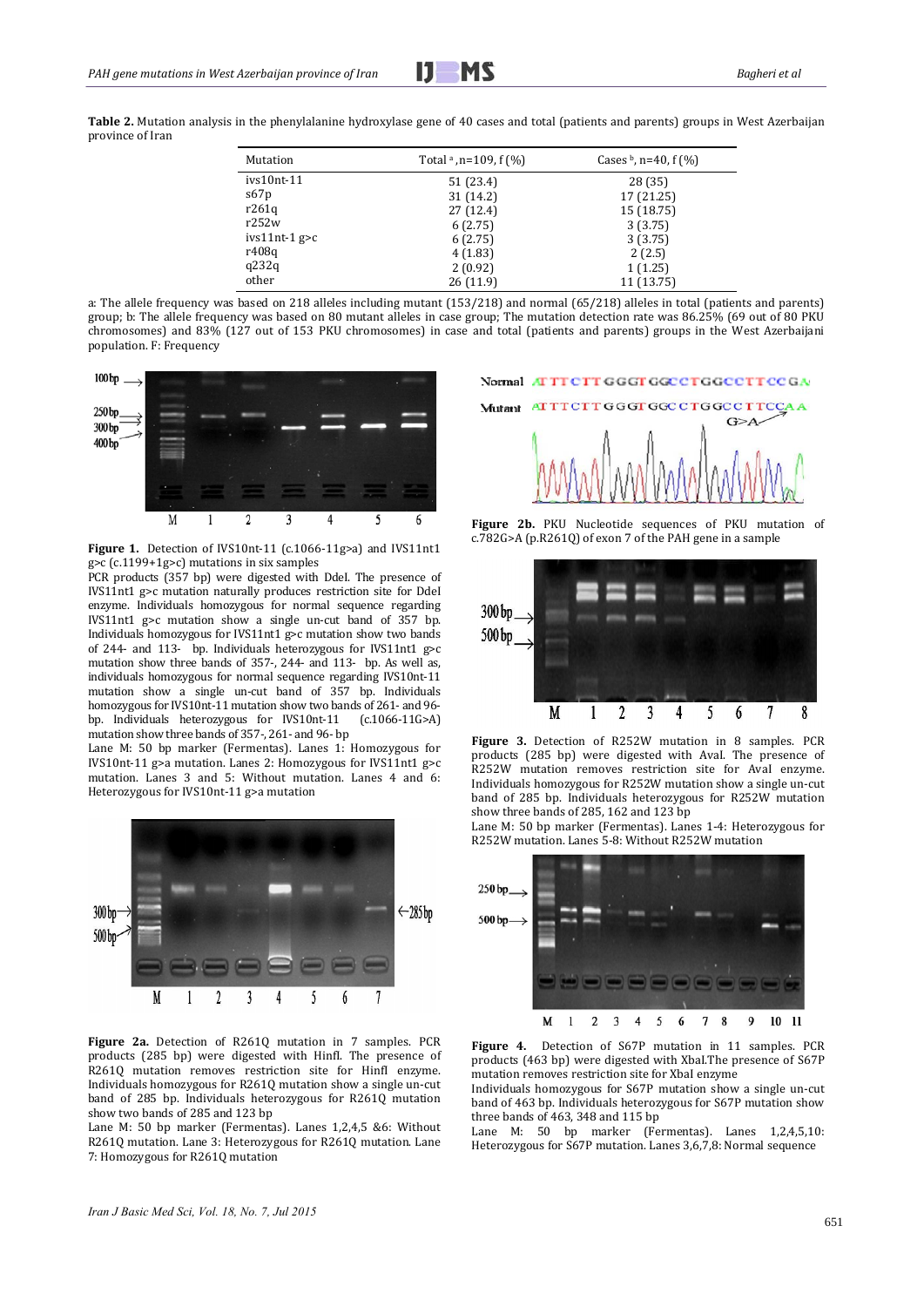**Table 2.** Mutation analysis in the phenylalanine hydroxylase gene of 40 cases and total (patients and parents) groups in West Azerbaijan province of Iran

| Mutation | Total [a], n=109, f (%) | Cases [b], n=40, f (%) |
|---|---|---|
| ivs10nt-11 | 51 (23.4) | 28 (35) |
| s67p | 31 (14.2) | 17 (21.25) |
| r261q | 27 (12.4) | 15 (18.75) |
| r252w | 6 (2.75) | 3 (3.75) |
| ivs11nt-1 g>c | 6 (2.75) | 3 (3.75) |
| r408q | 4 (1.83) | 2 (2.5) |
| q232q | 2 (0.92) | 1 (1.25) |
| other | 26 (11.9) | 11 (13.75) |

a: The allele frequency was based on 218 alleles including mutant (153/218) and normal (65/218) alleles in total (patients and parents) group; b: The allele frequency was based on 80 mutant alleles in case group; The mutation detection rate was 86.25% (69 out of 80 PKU chromosomes) and 83% (127 out of 153 PKU chromosomes) in case and total (patients and parents) groups in the West Azerbaijani population. F: Frequency

**Figure 1.** Detection of IVS10nt-11 (c.1066-11g>a) and IVS11nt1 g>c (c.1199+1g>c) mutations in six samples

PCR products (357 bp) were digested with DdeI. The presence of IVS11nt1 g>c mutation naturally produces restriction site for DdeI enzyme. Individuals homozygous for normal sequence regarding IVS11nt1 g>c mutation show a single un-cut band of 357 bp. Individuals homozygous for IVS11nt1 g>c mutation show two bands of 244- and 113- bp. Individuals heterozygous for IVS11nt1 g>c mutation show three bands of 357-, 244- and 113- bp. As well as, individuals homozygous for normal sequence regarding IVS10nt-11 mutation show a single un-cut band of 357 bp. Individuals homozygous for IVS10nt-11 mutation show two bands of 261- and 96-bp. Individuals heterozygous for IVS10nt-11 (c.1066-11G>A) mutation show three bands of 357-, 261- and 96- bp

Lane M: 50 bp marker (Fermentas). Lanes 1: Homozygous for IVS10nt-11 g>a mutation. Lanes 2: Homozygous for IVS11nt1 g>c mutation. Lanes 3 and 5: Without mutation. Lanes 4 and 6: Heterozygous for IVS10nt-11 g>a mutation

**Figure 2a.** Detection of R261Q mutation in 7 samples. PCR products (285 bp) were digested with HinfI. The presence of R261Q mutation removes restriction site for HinfI enzyme. Individuals homozygous for R261Q mutation show a single un-cut band of 285 bp. Individuals heterozygous for R261Q mutation show two bands of 285 and 123 bp

Lane M: 50 bp marker (Fermentas). Lanes 1,2,4,5 &6: Without R261Q mutation. Lane 3: Heterozygous for R261Q mutation. Lane 7: Homozygous for R261Q mutation

**Figure 2b.** PKU Nucleotide sequences of PKU mutation of c.782G>A (p.R261Q) of exon 7 of the PAH gene in a sample

**Figure 3.** Detection of R252W mutation in 8 samples. PCR products (285 bp) were digested with AvaI. The presence of R252W mutation removes restriction site for AvaI enzyme. Individuals homozygous for R252W mutation show a single un-cut band of 285 bp. Individuals heterozygous for R252W mutation show three bands of 285, 162 and 123 bp

Lane M: 50 bp marker (Fermentas). Lanes 1-4: Heterozygous for R252W mutation. Lanes 5-8: Without R252W mutation

**Figure 4.** Detection of S67P mutation in 11 samples. PCR products (463 bp) were digested with XbaI.The presence of S67P mutation removes restriction site for XbaI enzyme

Individuals homozygous for S67P mutation show a single un-cut band of 463 bp. Individuals heterozygous for S67P mutation show three bands of 463, 348 and 115 bp

Lane M: 50 bp marker (Fermentas). Lanes 1,2,4,5,10: Heterozygous for S67P mutation. Lanes 3,6,7,8: Normal sequence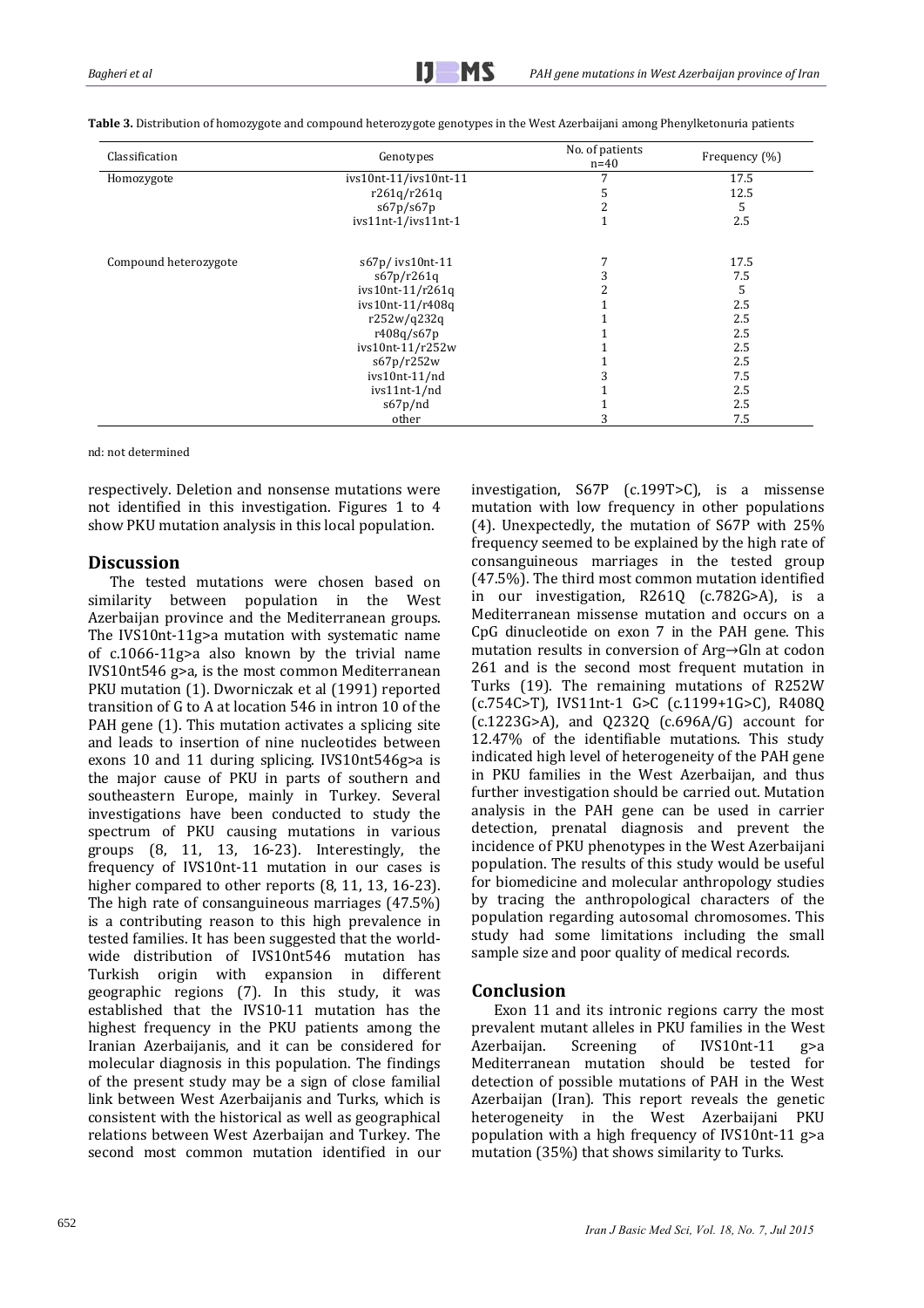**Table 3.** Distribution of homozygote and compound heterozygote genotypes in the West Azerbaijani among Phenylketonuria patients

| Classification | Genotypes | No. of patients n=40 | Frequency (%) |
|---|---|---|---|
| Homozygote | ivs10nt-11/ivs10nt-11 | 7 | 17.5 |
| | r261q/r261q | 5 | 12.5 |
| | s67p/s67p | 2 | 5 |
| | ivs11nt-1/ivs11nt-1 | 1 | 2.5 |
| Compound heterozygote | s67p/ ivs10nt-11 | 7 | 17.5 |
| | s67p/r261q | 3 | 7.5 |
| | ivs10nt-11/r261q | 2 | 5 |
| | ivs10nt-11/r408q | 1 | 2.5 |
| | r252w/q232q | 1 | 2.5 |
| | r408q/s67p | 1 | 2.5 |
| | ivs10nt-11/r252w | 1 | 2.5 |
| | s67p/r252w | 1 | 2.5 |
| | ivs10nt-11/nd | 3 | 7.5 |
| | ivs11nt-1/nd | 1 | 2.5 |
| | s67p/nd | 1 | 2.5 |
| | other | 3 | 7.5 |

nd: not determined

respectively. Deletion and nonsense mutations were not identified in this investigation. Figures 1 to 4 show PKU mutation analysis in this local population.

## Discussion

The tested mutations were chosen based on similarity between population in the West Azerbaijan province and the Mediterranean groups. The IVS10nt-11g>a mutation with systematic name of c.1066-11g>a also known by the trivial name IVS10nt546 g>a, is the most common Mediterranean PKU mutation (1). Dworniczak et al (1991) reported transition of G to A at location 546 in intron 10 of the PAH gene (1). This mutation activates a splicing site and leads to insertion of nine nucleotides between exons 10 and 11 during splicing. IVS10nt546g>a is the major cause of PKU in parts of southern and southeastern Europe, mainly in Turkey. Several investigations have been conducted to study the spectrum of PKU causing mutations in various groups (8, 11, 13, 16-23). Interestingly, the frequency of IVS10nt-11 mutation in our cases is higher compared to other reports (8, 11, 13, 16-23). The high rate of consanguineous marriages (47.5%) is a contributing reason to this high prevalence in tested families. It has been suggested that the world-wide distribution of IVS10nt546 mutation has Turkish origin with expansion in different geographic regions (7). In this study, it was established that the IVS10-11 mutation has the highest frequency in the PKU patients among the Iranian Azerbaijanis, and it can be considered for molecular diagnosis in this population. The findings of the present study may be a sign of close familial link between West Azerbaijanis and Turks, which is consistent with the historical as well as geographical relations between West Azerbaijan and Turkey. The second most common mutation identified in our investigation, S67P (c.199T>C), is a missense mutation with low frequency in other populations (4). Unexpectedly, the mutation of S67P with 25% frequency seemed to be explained by the high rate of consanguineous marriages in the tested group (47.5%). The third most common mutation identified in our investigation, R261Q (c.782G>A), is a Mediterranean missense mutation and occurs on a CpG dinucleotide on exon 7 in the PAH gene. This mutation results in conversion of Arg→Gln at codon 261 and is the second most frequent mutation in Turks (19). The remaining mutations of R252W (c.754C>T), IVS11nt-1 G>C (c.1199+1G>C), R408Q (c.1223G>A), and Q232Q (c.696A/G) account for 12.47% of the identifiable mutations. This study indicated high level of heterogeneity of the PAH gene in PKU families in the West Azerbaijan, and thus further investigation should be carried out. Mutation analysis in the PAH gene can be used in carrier detection, prenatal diagnosis and prevent the incidence of PKU phenotypes in the West Azerbaijani population. The results of this study would be useful for biomedicine and molecular anthropology studies by tracing the anthropological characters of the population regarding autosomal chromosomes. This study had some limitations including the small sample size and poor quality of medical records.

## Conclusion

Exon 11 and its intronic regions carry the most prevalent mutant alleles in PKU families in the West Azerbaijan. Screening of IVS10nt-11 g>a Mediterranean mutation should be tested for detection of possible mutations of PAH in the West Azerbaijan (Iran). This report reveals the genetic heterogeneity in the West Azerbaijani PKU population with a high frequency of IVS10nt-11 g>a mutation (35%) that shows similarity to Turks.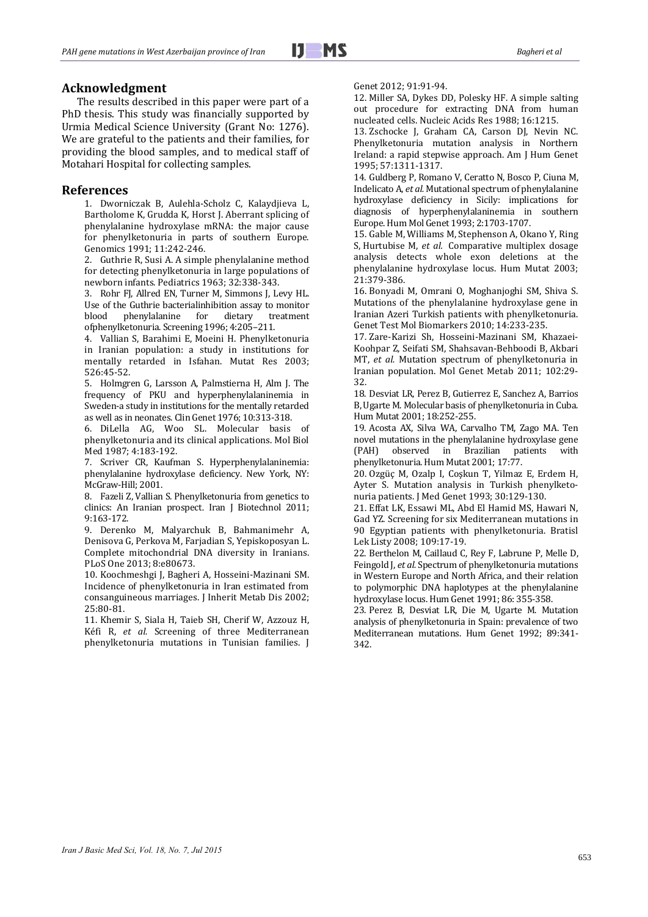## Acknowledgment

The results described in this paper were part of a PhD thesis. This study was financially supported by Urmia Medical Science University (Grant No: 1276). We are grateful to the patients and their families, for providing the blood samples, and to medical staff of Motahari Hospital for collecting samples.

## References

1. Dworniczak B, Aulehla-Scholz C, Kalaydjieva L, Bartholome K, Grudda K, Horst J. Aberrant splicing of phenylalanine hydroxylase mRNA: the major cause for phenylketonuria in parts of southern Europe. Genomics 1991; 11:242-246.
2. Guthrie R, Susi A. A simple phenylalanine method for detecting phenylketonuria in large populations of newborn infants. Pediatrics 1963; 32:338-343.
3. Rohr FJ, Allred EN, Turner M, Simmons J, Levy HL. Use of the Guthrie bacterialinhibition assay to monitor blood phenylalanine for dietary treatment ofphenylketonuria. Screening 1996; 4:205–211.
4. Vallian S, Barahimi E, Moeini H. Phenylketonuria in Iranian population: a study in institutions for mentally retarded in Isfahan. Mutat Res 2003; 526:45-52.
5. Holmgren G, Larsson A, Palmstierna H, Alm J. The frequency of PKU and hyperphenylalaninemia in Sweden-a study in institutions for the mentally retarded as well as in neonates. Clin Genet 1976; 10:313-318.
6. DiLella AG, Woo SL. Molecular basis of phenylketonuria and its clinical applications. Mol Biol Med 1987; 4:183-192.
7. Scriver CR, Kaufman S. Hyperphenylalaninemia: phenylalanine hydroxylase deficiency. New York, NY: McGraw-Hill; 2001.
8. Fazeli Z, Vallian S. Phenylketonuria from genetics to clinics: An Iranian prospect. Iran J Biotechnol 2011; 9:163-172.
9. Derenko M, Malyarchuk B, Bahmanimehr A, Denisova G, Perkova M, Farjadian S, Yepiskoposyan L. Complete mitochondrial DNA diversity in Iranians. PLoS One 2013; 8:e80673.
10. Koochmeshgi J, Bagheri A, Hosseini-Mazinani SM. Incidence of phenylketonuria in Iran estimated from consanguineous marriages. J Inherit Metab Dis 2002; 25:80-81.
11. Khemir S, Siala H, Taieb SH, Cherif W, Azzouz H, Kéfi R, *et al.* Screening of three Mediterranean phenylketonuria mutations in Tunisian families. J Genet 2012; 91:91-94.
12. Miller SA, Dykes DD, Polesky HF. A simple salting out procedure for extracting DNA from human nucleated cells. Nucleic Acids Res 1988; 16:1215.
13. Zschocke J, Graham CA, Carson DJ, Nevin NC. Phenylketonuria mutation analysis in Northern Ireland: a rapid stepwise approach. Am J Hum Genet 1995; 57:1311-1317.
14. Guldberg P, Romano V, Ceratto N, Bosco P, Ciuna M, Indelicato A, *et al.* Mutational spectrum of phenylalanine hydroxylase deficiency in Sicily: implications for diagnosis of hyperphenylalaninemia in southern Europe. Hum Mol Genet 1993; 2:1703-1707.
15. Gable M, Williams M, Stephenson A, Okano Y, Ring S, Hurtubise M, *et al.* Comparative multiplex dosage analysis detects whole exon deletions at the phenylalanine hydroxylase locus. Hum Mutat 2003; 21:379-386.
16. Bonyadi M, Omrani O, Moghanjoghi SM, Shiva S. Mutations of the phenylalanine hydroxylase gene in Iranian Azeri Turkish patients with phenylketonuria. Genet Test Mol Biomarkers 2010; 14:233-235.
17. Zare-Karizi Sh, Hosseini-Mazinani SM, Khazaei-Koohpar Z, Seifati SM, Shahsavan-Behboodi B, Akbari MT, *et al.* Mutation spectrum of phenylketonuria in Iranian population. Mol Genet Metab 2011; 102:29-32.
18. Desviat LR, Perez B, Gutierrez E, Sanchez A, Barrios B, Ugarte M. Molecular basis of phenylketonuria in Cuba. Hum Mutat 2001; 18:252-255.
19. Acosta AX, Silva WA, Carvalho TM, Zago MA. Ten novel mutations in the phenylalanine hydroxylase gene (PAH) observed in Brazilian patients with phenylketonuria. Hum Mutat 2001; 17:77.
20. Ozgüç M, Ozalp I, Coşkun T, Yilmaz E, Erdem H, Ayter S. Mutation analysis in Turkish phenylketonuria patients. J Med Genet 1993; 30:129-130.
21. Effat LK, Essawi ML, Abd El Hamid MS, Hawari N, Gad YZ. Screening for six Mediterranean mutations in 90 Egyptian patients with phenylketonuria. Bratisl Lek Listy 2008; 109:17-19.
22. Berthelon M, Caillaud C, Rey F, Labrune P, Melle D, Feingold J, *et al.* Spectrum of phenylketonuria mutations in Western Europe and North Africa, and their relation to polymorphic DNA haplotypes at the phenylalanine hydroxylase locus. Hum Genet 1991; 86: 355-358.
23. Perez B, Desviat LR, Die M, Ugarte M. Mutation analysis of phenylketonuria in Spain: prevalence of two Mediterranean mutations. Hum Genet 1992; 89:341-342.